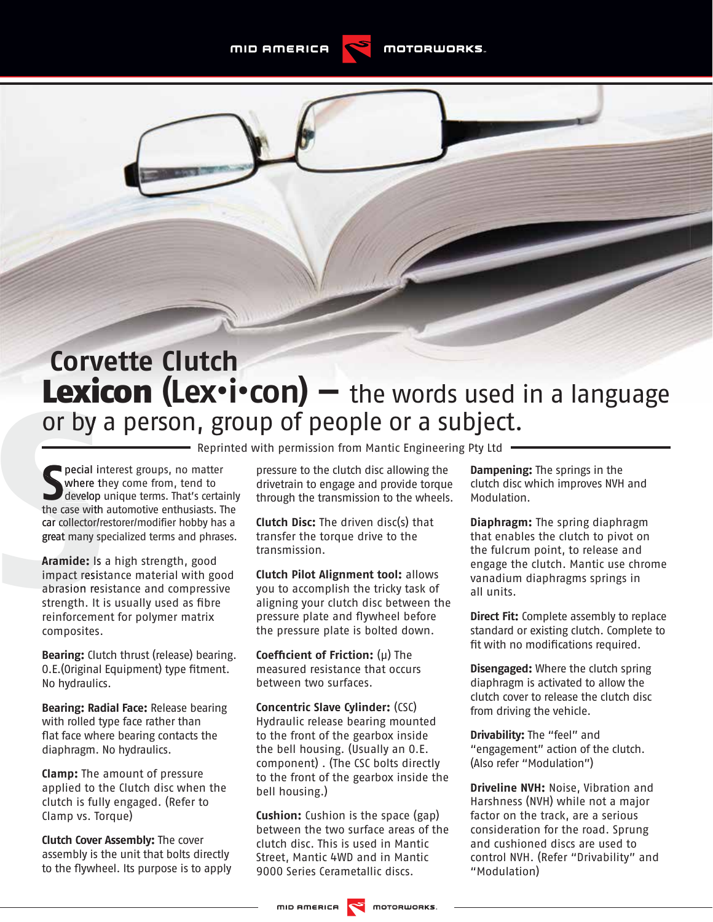# Corvette Clutch

## Lexicon (Lex•i•con) – the words used in a language or by a person, group of people or a subject.

Reprinted with permission from Mantic Engineering Pty Ltd

Special interest groups, no matter where they come from, tend to develop unique terms. That's certainly the case with automotive enthusiasts. The car collector/restorer/modifier hobby has a great many specialized terms and phrases.

**Aramide:** Is a high strength, good impact resistance material with good abrasion resistance and compressive strength. It is usually used as fibre reinforcement for polymer matrix composites.

**Bearing:** Clutch thrust (release) bearing. O.E.(Original Equipment) type fitment. No hydraulics.

**Bearing: Radial Face:** Release bearing with rolled type face rather than flat face where bearing contacts the diaphragm. No hydraulics.

**Clamp:** The amount of pressure applied to the Clutch disc when the clutch is fully engaged. (Refer to Clamp vs. Torque)

**Clutch Cover Assembly:** The cover assembly is the unit that bolts directly to the flywheel. Its purpose is to apply pressure to the clutch disc allowing the drivetrain to engage and provide torque through the transmission to the wheels.

**Clutch Disc:** The driven disc(s) that transfer the torque drive to the transmission.

**Clutch Pilot Alignment tool:** allows you to accomplish the tricky task of aligning your clutch disc between the pressure plate and flywheel before the pressure plate is bolted down.

**Coefficient of Friction:** (μ) The measured resistance that occurs between two surfaces.

**Concentric Slave Cylinder:** (CSC) Hydraulic release bearing mounted to the front of the gearbox inside the bell housing. (Usually an O.E. component) . (The CSC bolts directly to the front of the gearbox inside the bell housing.)

**Cushion:** Cushion is the space (gap) between the two surface areas of the clutch disc. This is used in Mantic Street, Mantic 4WD and in Mantic 9000 Series Cerametallic discs.

**Dampening:** The springs in the clutch disc which improves NVH and Modulation.

**Diaphragm:** The spring diaphragm that enables the clutch to pivot on the fulcrum point, to release and engage the clutch. Mantic use chrome vanadium diaphragms springs in all units.

**Direct Fit:** Complete assembly to replace standard or existing clutch. Complete to fit with no modifications required.

**Disengaged:** Where the clutch spring diaphragm is activated to allow the clutch cover to release the clutch disc from driving the vehicle.

**Drivability:** The "feel" and "engagement" action of the clutch. (Also refer "Modulation")

**Driveline NVH:** Noise, Vibration and Harshness (NVH) while not a major factor on the track, are a serious consideration for the road. Sprung and cushioned discs are used to control NVH. (Refer "Drivability" and "Modulation)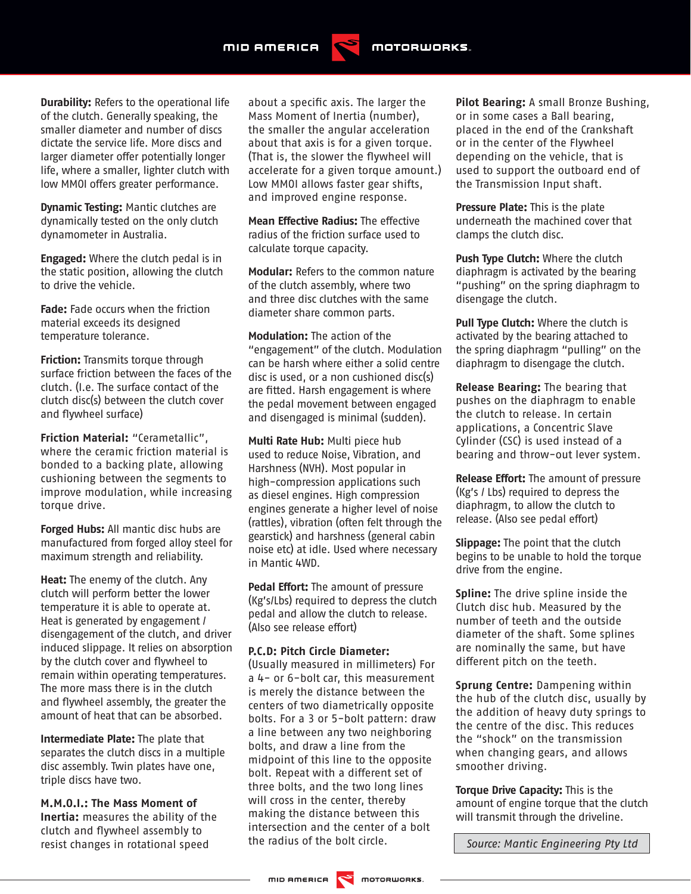**Durability:** Refers to the operational life of the clutch. Generally speaking, the smaller diameter and number of discs dictate the service life. More discs and larger diameter offer potentially longer life, where a smaller, lighter clutch with low MMOI offers greater performance.

**Dynamic Testing:** Mantic clutches are dynamically tested on the only clutch dynamometer in Australia.

**Engaged:** Where the clutch pedal is in the static position, allowing the clutch to drive the vehicle.

**Fade:** Fade occurs when the friction material exceeds its designed temperature tolerance.

**Friction:** Transmits torque through surface friction between the faces of the clutch. (I.e. The surface contact of the clutch disc(s) between the clutch cover and flywheel surface)

**Friction Material:** "Cerametallic", where the ceramic friction material is bonded to a backing plate, allowing cushioning between the segments to improve modulation, while increasing torque drive.

**Forged Hubs:** All mantic disc hubs are manufactured from forged alloy steel for maximum strength and reliability.

**Heat:** The enemy of the clutch. Any clutch will perform better the lower temperature it is able to operate at. Heat is generated by engagement / disengagement of the clutch, and driver induced slippage. It relies on absorption by the clutch cover and flywheel to remain within operating temperatures. The more mass there is in the clutch and flywheel assembly, the greater the amount of heat that can be absorbed.

**Intermediate Plate:** The plate that separates the clutch discs in a multiple disc assembly. Twin plates have one, triple discs have two.

**M.M.O.I.: The Mass Moment of Inertia:** measures the ability of the clutch and flywheel assembly to resist changes in rotational speed about a specific axis. The larger the Mass Moment of Inertia (number), the smaller the angular acceleration about that axis is for a given torque. (That is, the slower the flywheel will accelerate for a given torque amount.) Low MMOI allows faster gear shifts, and improved engine response.

**Mean Effective Radius:** The effective radius of the friction surface used to calculate torque capacity.

**Modular:** Refers to the common nature of the clutch assembly, where two and three disc clutches with the same diameter share common parts.

**Modulation:** The action of the "engagement" of the clutch. Modulation can be harsh where either a solid centre disc is used, or a non cushioned disc(s) are fitted. Harsh engagement is where the pedal movement between engaged and disengaged is minimal (sudden).

**Multi Rate Hub:** Multi piece hub used to reduce Noise, Vibration, and Harshness (NVH). Most popular in high-compression applications such as diesel engines. High compression engines generate a higher level of noise (rattles), vibration (often felt through the gearstick) and harshness (general cabin noise etc) at idle. Used where necessary in Mantic 4WD.

**Pedal Effort:** The amount of pressure (Kg's/Lbs) required to depress the clutch pedal and allow the clutch to release. (Also see release effort)

**P.C.D: Pitch Circle Diameter:** (Usually measured in millimeters) For a 4- or 6-bolt car, this measurement is merely the distance between the centers of two diametrically opposite bolts. For a 3 or 5-bolt pattern: draw a line between any two neighboring bolts, and draw a line from the midpoint of this line to the opposite bolt. Repeat with a different set of three bolts, and the two long lines will cross in the center, thereby making the distance between this intersection and the center of a bolt the radius of the bolt circle.

**Pilot Bearing:** A small Bronze Bushing, or in some cases a Ball bearing, placed in the end of the Crankshaft or in the center of the Flywheel depending on the vehicle, that is used to support the outboard end of the Transmission Input shaft.

**Pressure Plate:** This is the plate underneath the machined cover that clamps the clutch disc.

**Push Type Clutch:** Where the clutch diaphragm is activated by the bearing "pushing" on the spring diaphragm to disengage the clutch.

**Pull Type Clutch:** Where the clutch is activated by the bearing attached to the spring diaphragm "pulling" on the diaphragm to disengage the clutch.

**Release Bearing:** The bearing that pushes on the diaphragm to enable the clutch to release. In certain applications, a Concentric Slave Cylinder (CSC) is used instead of a bearing and throw-out lever system.

**Release Effort:** The amount of pressure (Kg's / Lbs) required to depress the diaphragm, to allow the clutch to release. (Also see pedal effort)

**Slippage:** The point that the clutch begins to be unable to hold the torque drive from the engine.

**Spline:** The drive spline inside the Clutch disc hub. Measured by the number of teeth and the outside diameter of the shaft. Some splines are nominally the same, but have different pitch on the teeth.

**Sprung Centre:** Dampening within the hub of the clutch disc, usually by the addition of heavy duty springs to the centre of the disc. This reduces the "shock" on the transmission when changing gears, and allows smoother driving.

**Torque Drive Capacity:** This is the amount of engine torque that the clutch will transmit through the driveline.

*Source: Mantic Engineering Pty Ltd*